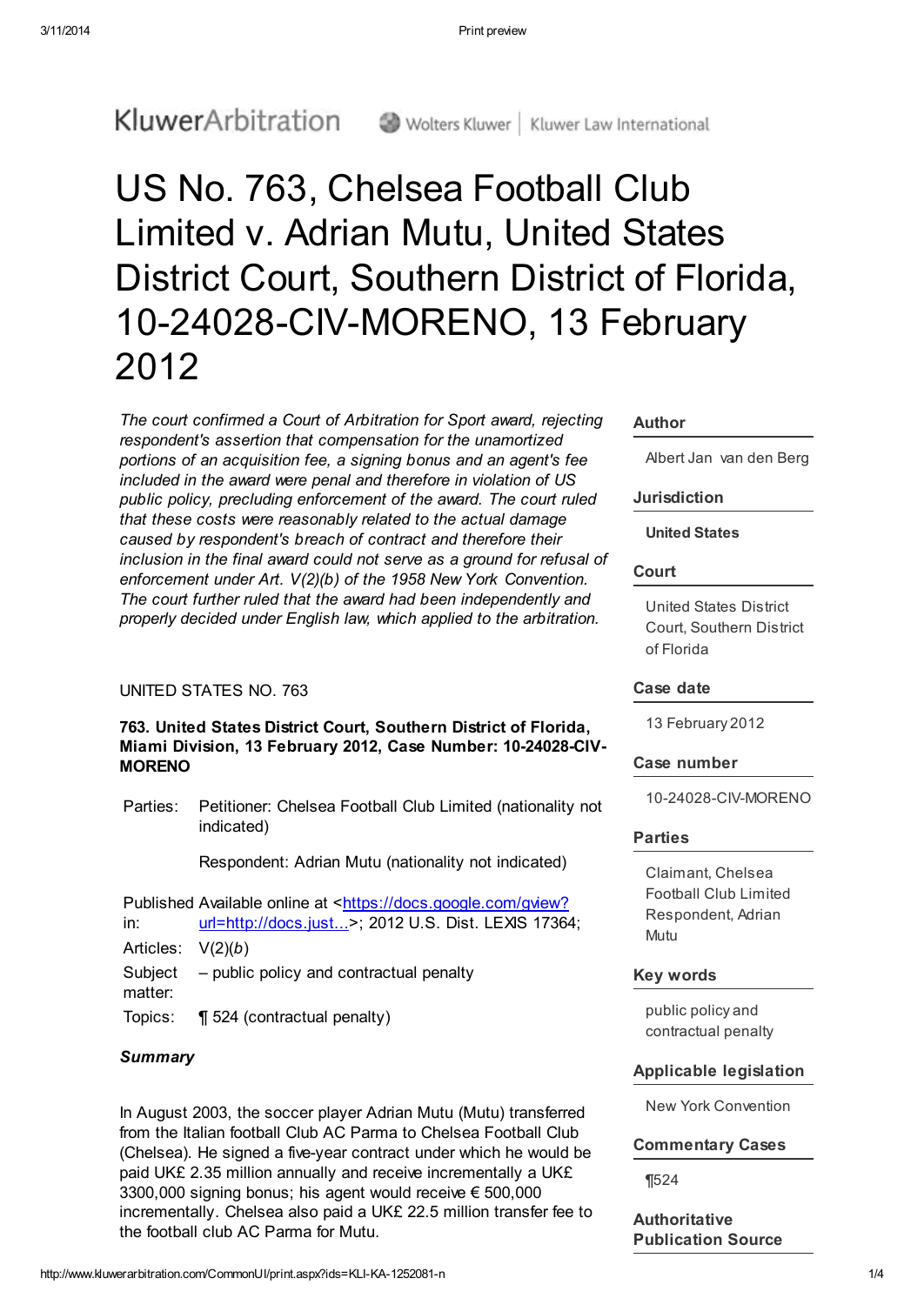KluwerArbitration | Wolters Kluwer | Kluwer Law International

# US No. 763, Chelsea Football Club Limited v. Adrian Mutu, United States District Court, Southern District of Florida, 10-24028-CIV-MORENO, 13 February 2012

*The court confirmed a Court of Arbitration for Sport award, rejecting respondent's assertion that compensation for the unamortized portions of an acquisition fee, a signing bonus and an agent's fee included in the award were penal and therefore in violation of US public policy, precluding enforcement of the award. The court ruled that these costs were reasonably related to the actual damage caused by respondent's breach of contract and therefore their inclusion in the final award could not serve as a ground for refusal of enforcement under Art. V(2)(b) of the 1958 New York Convention. The court further ruled that the award had been independently and properly decided under English law, which applied to the arbitration.*

**Author**

Albert Jan van den Berg

**Jurisdiction**

United States

**Court**

United States District Court, Southern District of Florida

**Case date**

13 February 2012

**Case number**

10-24028-CIV-MORENO

**Parties**

Claimant, Chelsea Football Club Limited
Respondent, Adrian Mutu

**Key words**

public policy and contractual penalty

**Applicable legislation**

New York Convention

**Commentary Cases**

¶524

**Authoritative Publication Source**

UNITED STATES NO. 763

**763. United States District Court, Southern District of Florida, Miami Division, 13 February 2012, Case Number: 10-24028-CIV-MORENO**

| | |
|---|---|
| Parties: | Petitioner: Chelsea Football Club Limited (nationality not indicated) |
| | Respondent: Adrian Mutu (nationality not indicated) |
| Published in: | Available online at <https://docs.google.com/gview?url=http://docs.just...>; 2012 U.S. Dist. LEXIS 17364; |
| Articles: | V(2)(*b*) |
| Subject matter: | – public policy and contractual penalty |
| Topics: | ¶ 524 (contractual penalty) |

***Summary***

In August 2003, the soccer player Adrian Mutu (Mutu) transferred from the Italian football Club AC Parma to Chelsea Football Club (Chelsea). He signed a five-year contract under which he would be paid UK£ 2.35 million annually and receive incrementally a UK£ 3300,000 signing bonus; his agent would receive € 500,000 incrementally. Chelsea also paid a UK£ 22.5 million transfer fee to the football club AC Parma for Mutu.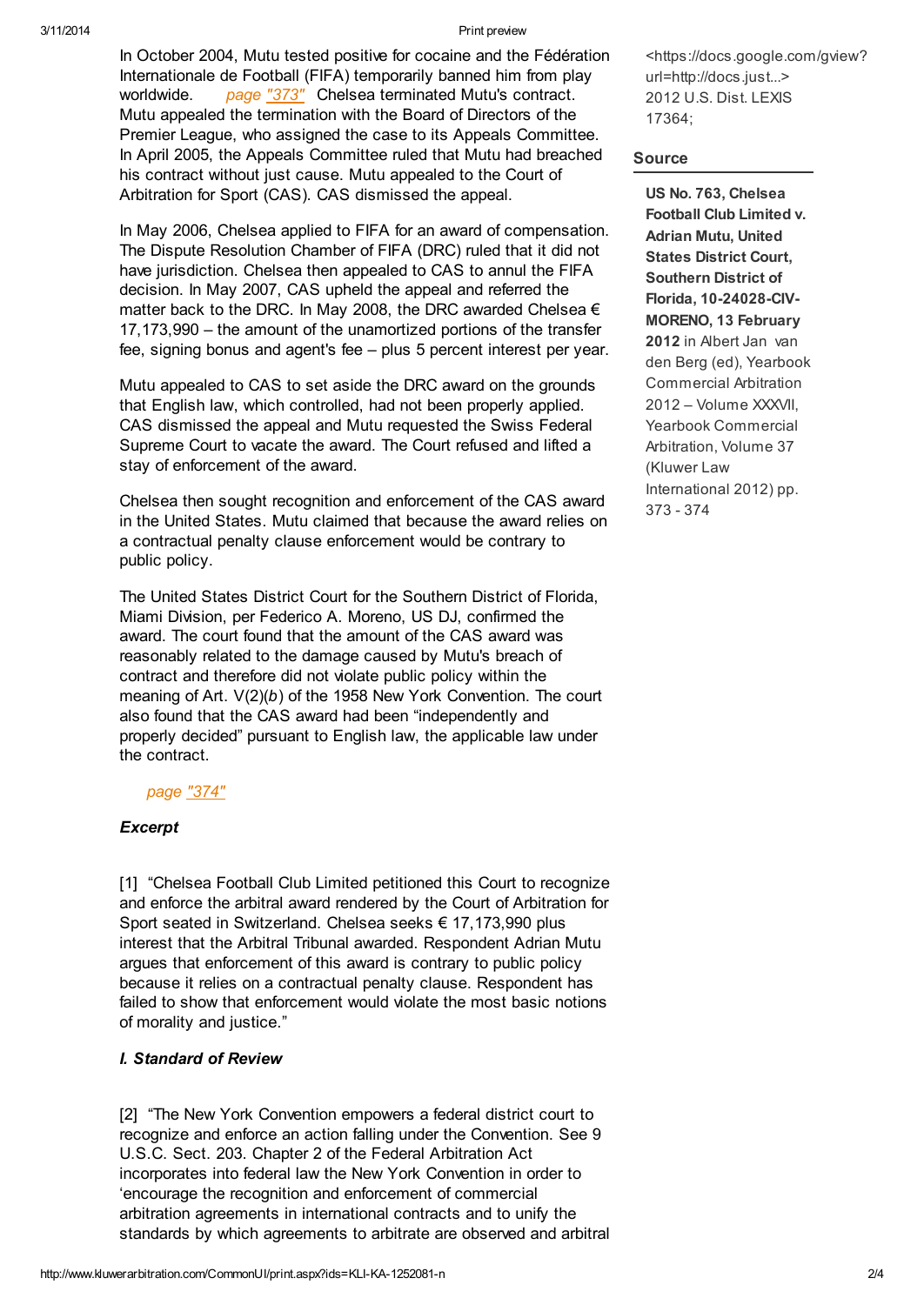In October 2004, Mutu tested positive for cocaine and the Fédération Internationale de Football (FIFA) temporarily banned him from play worldwide. *page "373"* Chelsea terminated Mutu's contract. Mutu appealed the termination with the Board of Directors of the Premier League, who assigned the case to its Appeals Committee. In April 2005, the Appeals Committee ruled that Mutu had breached his contract without just cause. Mutu appealed to the Court of Arbitration for Sport (CAS). CAS dismissed the appeal.

In May 2006, Chelsea applied to FIFA for an award of compensation. The Dispute Resolution Chamber of FIFA (DRC) ruled that it did not have jurisdiction. Chelsea then appealed to CAS to annul the FIFA decision. In May 2007, CAS upheld the appeal and referred the matter back to the DRC. In May 2008, the DRC awarded Chelsea € 17,173,990 – the amount of the unamortized portions of the transfer fee, signing bonus and agent's fee – plus 5 percent interest per year.

Mutu appealed to CAS to set aside the DRC award on the grounds that English law, which controlled, had not been properly applied. CAS dismissed the appeal and Mutu requested the Swiss Federal Supreme Court to vacate the award. The Court refused and lifted a stay of enforcement of the award.

Chelsea then sought recognition and enforcement of the CAS award in the United States. Mutu claimed that because the award relies on a contractual penalty clause enforcement would be contrary to public policy.

The United States District Court for the Southern District of Florida, Miami Division, per Federico A. Moreno, US DJ, confirmed the award. The court found that the amount of the CAS award was reasonably related to the damage caused by Mutu's breach of contract and therefore did not violate public policy within the meaning of Art. V(2)(*b*) of the 1958 New York Convention. The court also found that the CAS award had been "independently and properly decided" pursuant to English law, the applicable law under the contract.

*page "374"*

### *Excerpt*

[1] "Chelsea Football Club Limited petitioned this Court to recognize and enforce the arbitral award rendered by the Court of Arbitration for Sport seated in Switzerland. Chelsea seeks € 17,173,990 plus interest that the Arbitral Tribunal awarded. Respondent Adrian Mutu argues that enforcement of this award is contrary to public policy because it relies on a contractual penalty clause. Respondent has failed to show that enforcement would violate the most basic notions of morality and justice."

### *I. Standard of Review*

[2] "The New York Convention empowers a federal district court to recognize and enforce an action falling under the Convention. See 9 U.S.C. Sect. 203. Chapter 2 of the Federal Arbitration Act incorporates into federal law the New York Convention in order to 'encourage the recognition and enforcement of commercial arbitration agreements in international contracts and to unify the standards by which agreements to arbitrate are observed and arbitral

<https://docs.google.com/gview?url=http://docs.just...> 2012 U.S. Dist. LEXIS 17364;

### Source

**US No. 763, Chelsea Football Club Limited v. Adrian Mutu, United States District Court, Southern District of Florida, 10-24028-CIV-MORENO, 13 February 2012** in Albert Jan van den Berg (ed), Yearbook Commercial Arbitration 2012 – Volume XXXVII, Yearbook Commercial Arbitration, Volume 37 (Kluwer Law International 2012) pp. 373 - 374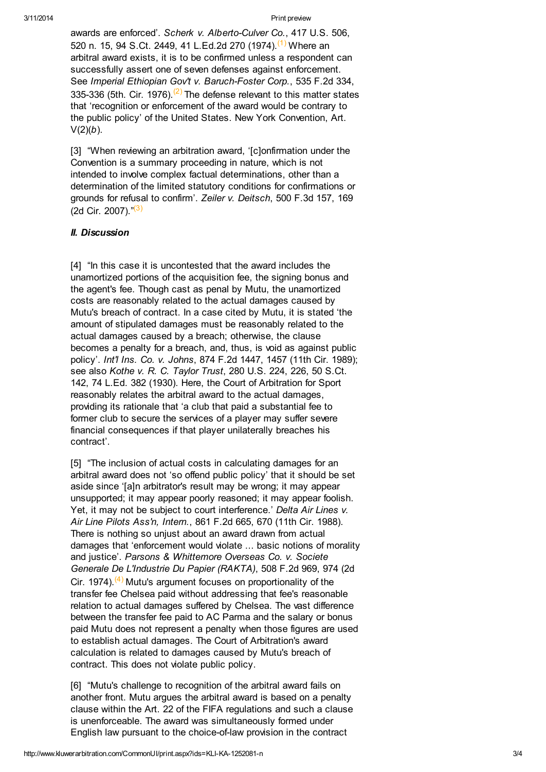awards are enforced'. *Scherk v. Alberto-Culver Co.*, 417 U.S. 506, 520 n. 15, 94 S.Ct. 2449, 41 L.Ed.2d 270 (1974).[(1)] Where an arbitral award exists, it is to be confirmed unless a respondent can successfully assert one of seven defenses against enforcement. See *Imperial Ethiopian Gov't v. Baruch-Foster Corp.*, 535 F.2d 334, 335-336 (5th. Cir. 1976).[(2)] The defense relevant to this matter states that 'recognition or enforcement of the award would be contrary to the public policy' of the United States. New York Convention, Art. V(2)(*b*).

[3] "When reviewing an arbitration award, '[c]onfirmation under the Convention is a summary proceeding in nature, which is not intended to involve complex factual determinations, other than a determination of the limited statutory conditions for confirmations or grounds for refusal to confirm'. *Zeiler v. Deitsch*, 500 F.3d 157, 169 (2d Cir. 2007)."[(3)]

### *II. Discussion*

[4] "In this case it is uncontested that the award includes the unamortized portions of the acquisition fee, the signing bonus and the agent's fee. Though cast as penal by Mutu, the unamortized costs are reasonably related to the actual damages caused by Mutu's breach of contract. In a case cited by Mutu, it is stated 'the amount of stipulated damages must be reasonably related to the actual damages caused by a breach; otherwise, the clause becomes a penalty for a breach, and, thus, is void as against public policy'. *Int'l Ins. Co. v. Johns*, 874 F.2d 1447, 1457 (11th Cir. 1989); see also *Kothe v. R. C. Taylor Trust*, 280 U.S. 224, 226, 50 S.Ct. 142, 74 L.Ed. 382 (1930). Here, the Court of Arbitration for Sport reasonably relates the arbitral award to the actual damages, providing its rationale that 'a club that paid a substantial fee to former club to secure the services of a player may suffer severe financial consequences if that player unilaterally breaches his contract'.

[5] "The inclusion of actual costs in calculating damages for an arbitral award does not 'so offend public policy' that it should be set aside since '[a]n arbitrator's result may be wrong; it may appear unsupported; it may appear poorly reasoned; it may appear foolish. Yet, it may not be subject to court interference.' *Delta Air Lines v. Air Line Pilots Ass'n, Intern.*, 861 F.2d 665, 670 (11th Cir. 1988). There is nothing so unjust about an award drawn from actual damages that 'enforcement would violate ... basic notions of morality and justice'. *Parsons & Whittemore Overseas Co. v. Societe Generale De L'Industrie Du Papier (RAKTA)*, 508 F.2d 969, 974 (2d Cir. 1974).[(4)] Mutu's argument focuses on proportionality of the transfer fee Chelsea paid without addressing that fee's reasonable relation to actual damages suffered by Chelsea. The vast difference between the transfer fee paid to AC Parma and the salary or bonus paid Mutu does not represent a penalty when those figures are used to establish actual damages. The Court of Arbitration's award calculation is related to damages caused by Mutu's breach of contract. This does not violate public policy.

[6] "Mutu's challenge to recognition of the arbitral award fails on another front. Mutu argues the arbitral award is based on a penalty clause within the Art. 22 of the FIFA regulations and such a clause is unenforceable. The award was simultaneously formed under English law pursuant to the choice-of-law provision in the contract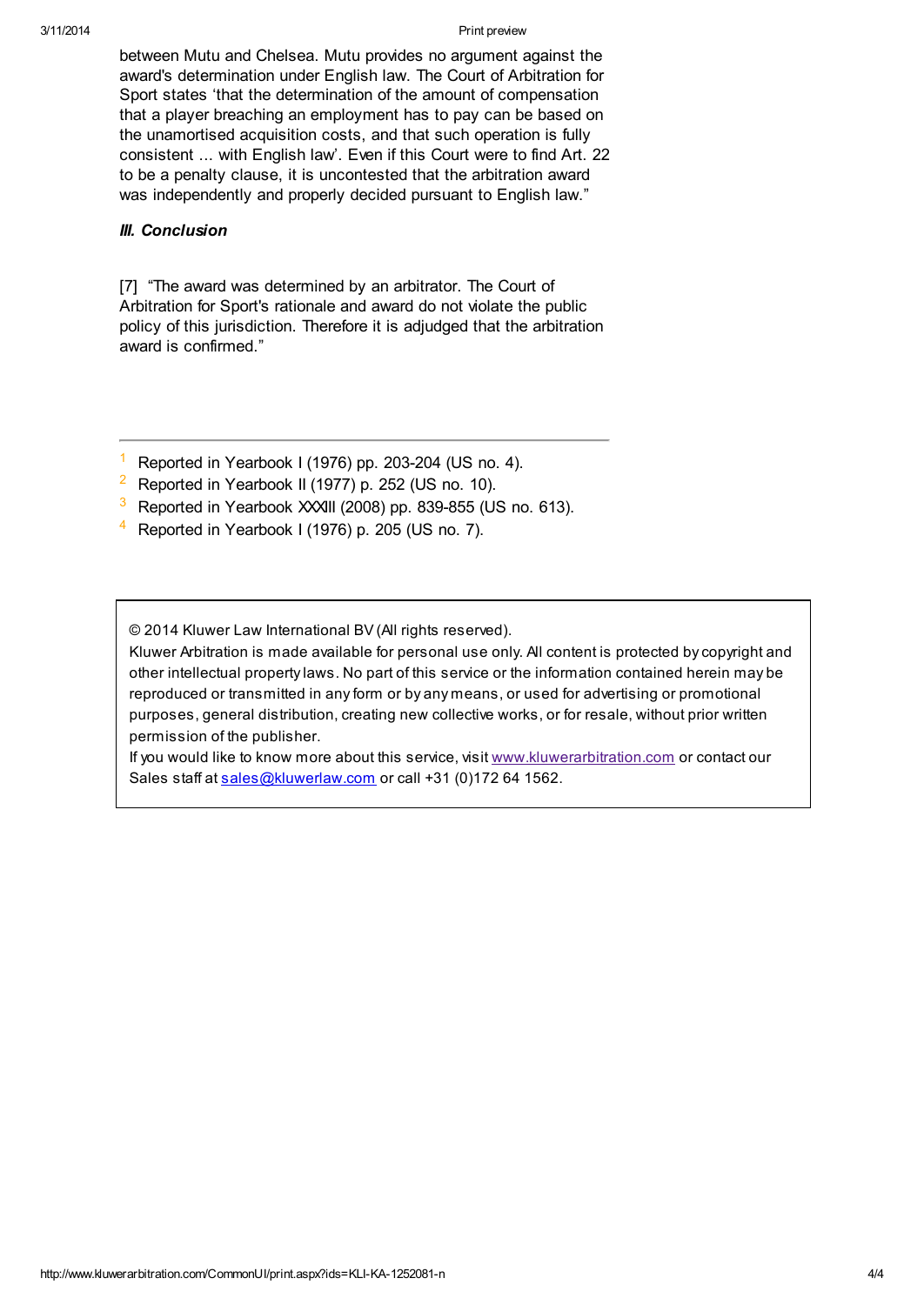between Mutu and Chelsea. Mutu provides no argument against the award's determination under English law. The Court of Arbitration for Sport states 'that the determination of the amount of compensation that a player breaching an employment has to pay can be based on the unamortised acquisition costs, and that such operation is fully consistent ... with English law'. Even if this Court were to find Art. 22 to be a penalty clause, it is uncontested that the arbitration award was independently and properly decided pursuant to English law."

### ***III. Conclusion***

[7] "The award was determined by an arbitrator. The Court of Arbitration for Sport's rationale and award do not violate the public policy of this jurisdiction. Therefore it is adjudged that the arbitration award is confirmed."

---

[1] Reported in Yearbook I (1976) pp. 203-204 (US no. 4).

[2] Reported in Yearbook II (1977) p. 252 (US no. 10).

[3] Reported in Yearbook XXXIII (2008) pp. 839-855 (US no. 613).

[4] Reported in Yearbook I (1976) p. 205 (US no. 7).

© 2014 Kluwer Law International BV (All rights reserved).
Kluwer Arbitration is made available for personal use only. All content is protected by copyright and other intellectual property laws. No part of this service or the information contained herein may be reproduced or transmitted in any form or by any means, or used for advertising or promotional purposes, general distribution, creating new collective works, or for resale, without prior written permission of the publisher.
If you would like to know more about this service, visit www.kluwerarbitration.com or contact our Sales staff at sales@kluwerlaw.com or call +31 (0)172 64 1562.